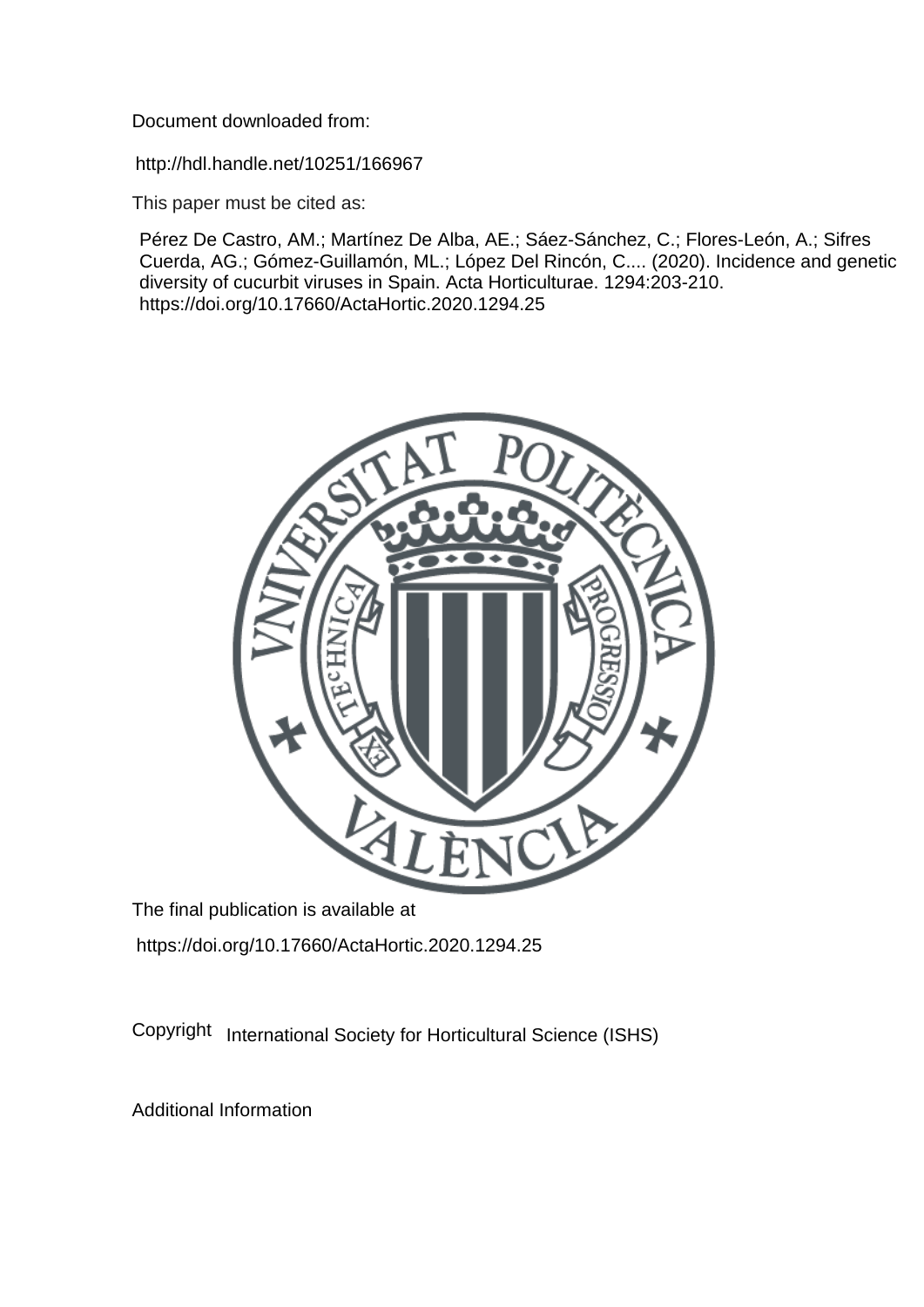Document downloaded from:

http://hdl.handle.net/10251/166967

This paper must be cited as:

Pérez De Castro, AM.; Martínez De Alba, AE.; Sáez-Sánchez, C.; Flores-León, A.; Sifres Cuerda, AG.; Gómez-Guillamón, ML.; López Del Rincón, C.... (2020). Incidence and genetic diversity of cucurbit viruses in Spain. Acta Horticulturae. 1294:203-210. https://doi.org/10.17660/ActaHortic.2020.1294.25

The final publication is available at

https://doi.org/10.17660/ActaHortic.2020.1294.25

Copyright International Society for Horticultural Science (ISHS)

Additional Information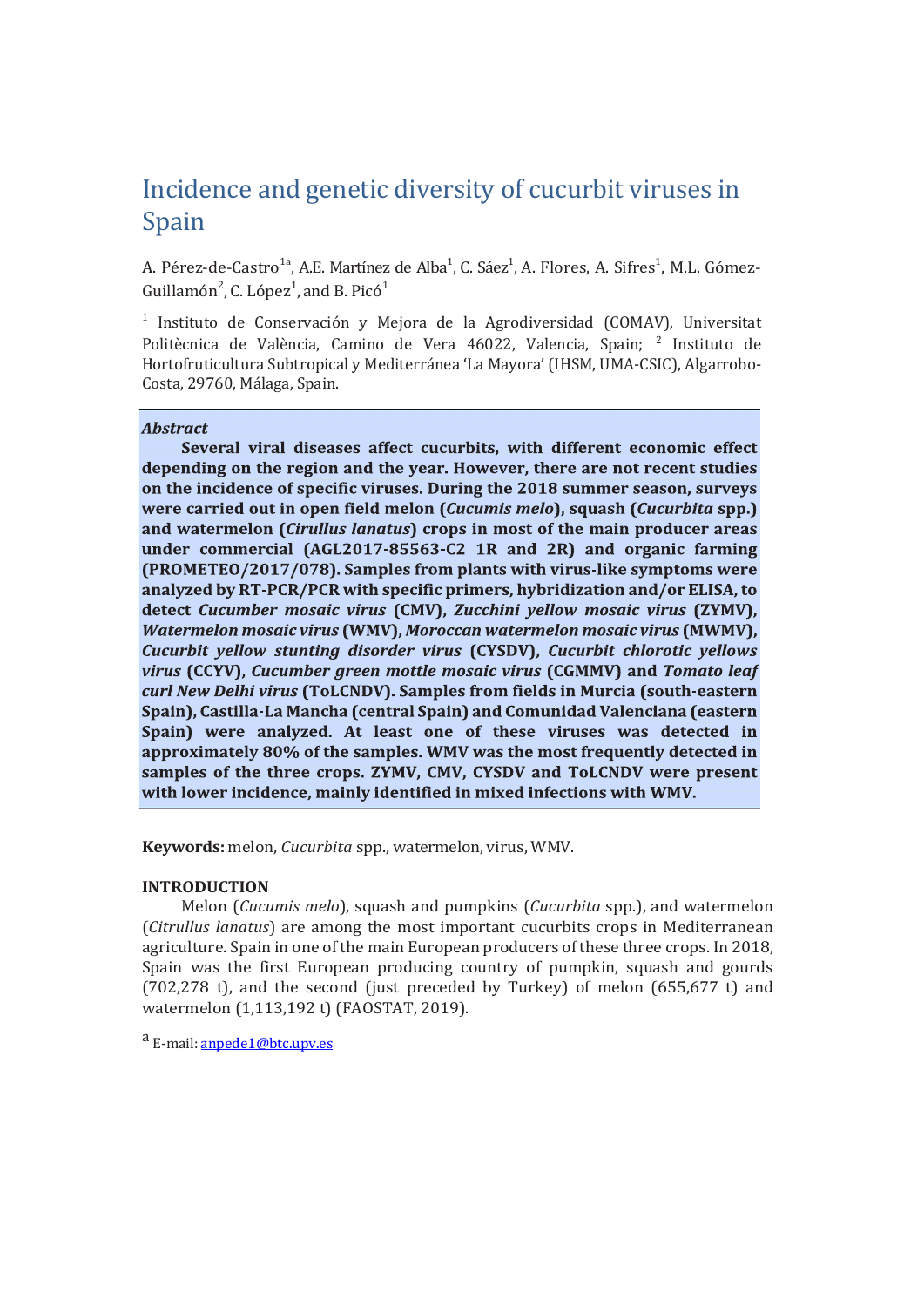# Incidence and genetic diversity of cucurbit viruses in Spain

A. Pérez-de-Castro[1a], A.E. Martínez de Alba[1], C. Sáez[1], A. Flores, A. Sifres[1], M.L. Gómez-Guillamón[2], C. López[1], and B. Picó[1]

[1] Instituto de Conservación y Mejora de la Agrodiversidad (COMAV), Universitat Politècnica de València, Camino de Vera 46022, Valencia, Spain; [2] Instituto de Hortofruticultura Subtropical y Mediterránea 'La Mayora' (IHSM, UMA-CSIC), Algarrobo-Costa, 29760, Málaga, Spain.

***Abstract***

**Several viral diseases affect cucurbits, with different economic effect depending on the region and the year. However, there are not recent studies on the incidence of specific viruses. During the 2018 summer season, surveys were carried out in open field melon (*Cucumis melo*), squash (*Cucurbita* spp.) and watermelon (*Cirullus lanatus*) crops in most of the main producer areas under commercial (AGL2017-85563-C2 1R and 2R) and organic farming (PROMETEO/2017/078). Samples from plants with virus-like symptoms were analyzed by RT-PCR/PCR with specific primers, hybridization and/or ELISA, to detect *Cucumber mosaic virus* (CMV), *Zucchini yellow mosaic virus* (ZYMV), *Watermelon mosaic virus* (WMV), *Moroccan watermelon mosaic virus* (MWMV), *Cucurbit yellow stunting disorder virus* (CYSDV), *Cucurbit chlorotic yellows virus* (CCYV), *Cucumber green mottle mosaic virus* (CGMMV) and *Tomato leaf curl New Delhi virus* (ToLCNDV). Samples from fields in Murcia (south-eastern Spain), Castilla-La Mancha (central Spain) and Comunidad Valenciana (eastern Spain) were analyzed. At least one of these viruses was detected in approximately 80% of the samples. WMV was the most frequently detected in samples of the three crops. ZYMV, CMV, CYSDV and ToLCNDV were present with lower incidence, mainly identified in mixed infections with WMV.**

**Keywords:** melon, *Cucurbita* spp., watermelon, virus, WMV.

## INTRODUCTION

Melon (*Cucumis melo*), squash and pumpkins (*Cucurbita* spp.), and watermelon (*Citrullus lanatus*) are among the most important cucurbits crops in Mediterranean agriculture. Spain in one of the main European producers of these three crops. In 2018, Spain was the first European producing country of pumpkin, squash and gourds (702,278 t), and the second (just preceded by Turkey) of melon (655,677 t) and watermelon (1,113,192 t) (FAOSTAT, 2019).

[a] E-mail: anpede1@btc.upv.es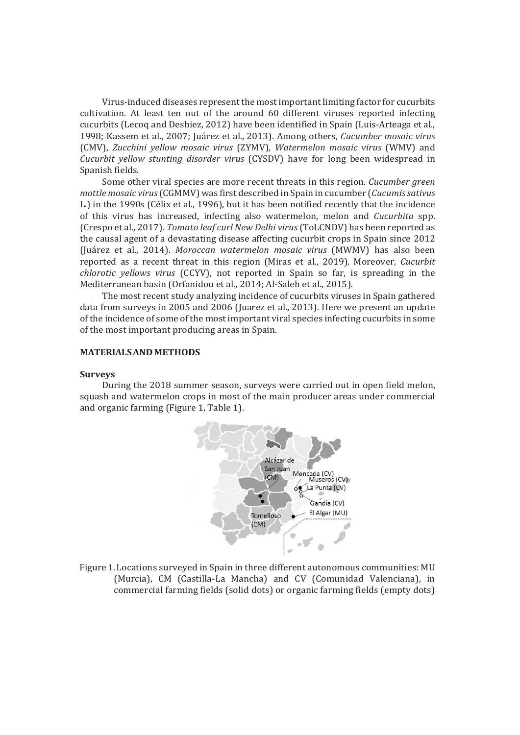Virus-induced diseases represent the most important limiting factor for cucurbits cultivation. At least ten out of the around 60 different viruses reported infecting cucurbits (Lecoq and Desbiez, 2012) have been identified in Spain (Luis-Arteaga et al., 1998; Kassem et al., 2007; Juárez et al., 2013). Among others, *Cucumber mosaic virus* (CMV), *Zucchini yellow mosaic virus* (ZYMV), *Watermelon mosaic virus* (WMV) and *Cucurbit yellow stunting disorder virus* (CYSDV) have for long been widespread in Spanish fields.

Some other viral species are more recent threats in this region. *Cucumber green mottle mosaic virus* (CGMMV) was first described in Spain in cucumber (*Cucumis sativus* L.) in the 1990s (Célix et al., 1996), but it has been notified recently that the incidence of this virus has increased, infecting also watermelon, melon and *Cucurbita* spp. (Crespo et al., 2017). *Tomato leaf curl New Delhi virus* (ToLCNDV) has been reported as the causal agent of a devastating disease affecting cucurbit crops in Spain since 2012 (Juárez et al., 2014). *Moroccan watermelon mosaic virus* (MWMV) has also been reported as a recent threat in this region (Miras et al., 2019). Moreover, *Cucurbit chlorotic yellows virus* (CCYV), not reported in Spain so far, is spreading in the Mediterranean basin (Orfanidou et al., 2014; Al-Saleh et al., 2015).

The most recent study analyzing incidence of cucurbits viruses in Spain gathered data from surveys in 2005 and 2006 (Juarez et al., 2013). Here we present an update of the incidence of some of the most important viral species infecting cucurbits in some of the most important producing areas in Spain.

## MATERIALS AND METHODS

### Surveys

During the 2018 summer season, surveys were carried out in open field melon, squash and watermelon crops in most of the main producer areas under commercial and organic farming (Figure 1, Table 1).

Figure 1. Locations surveyed in Spain in three different autonomous communities: MU (Murcia), CM (Castilla-La Mancha) and CV (Comunidad Valenciana), in commercial farming fields (solid dots) or organic farming fields (empty dots)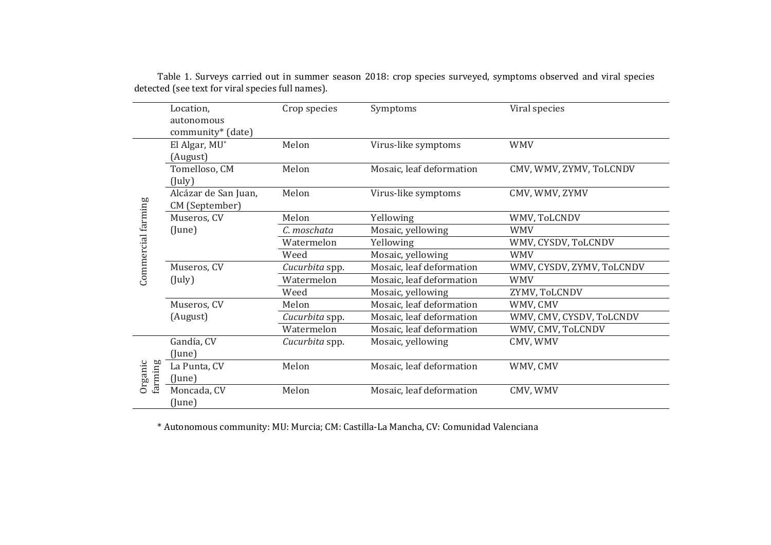Table 1. Surveys carried out in summer season 2018: crop species surveyed, symptoms observed and viral species detected (see text for viral species full names).

| | Location, autonomous community* (date) | Crop species | Symptoms | Viral species |
|---|---|---|---|---|
| Commercial farming | El Algar, MU* (August) | Melon | Virus-like symptoms | WMV |
| | Tomelloso, CM (July) | Melon | Mosaic, leaf deformation | CMV, WMV, ZYMV, ToLCNDV |
| | Alcázar de San Juan, CM (September) | Melon | Virus-like symptoms | CMV, WMV, ZYMV |
| | Museros, CV (June) | Melon | Yellowing | WMV, ToLCNDV |
| | | *C. moschata* | Mosaic, yellowing | WMV |
| | | Watermelon | Yellowing | WMV, CYSDV, ToLCNDV |
| | | Weed | Mosaic, yellowing | WMV |
| | Museros, CV (July) | *Cucurbita* spp. | Mosaic, leaf deformation | WMV, CYSDV, ZYMV, ToLCNDV |
| | | Watermelon | Mosaic, leaf deformation | WMV |
| | | Weed | Mosaic, yellowing | ZYMV, ToLCNDV |
| | Museros, CV (August) | Melon | Mosaic, leaf deformation | WMV, CMV |
| | | *Cucurbita* spp. | Mosaic, leaf deformation | WMV, CMV, CYSDV, ToLCNDV |
| | | Watermelon | Mosaic, leaf deformation | WMV, CMV, ToLCNDV |
| Organic farming | Gandía, CV (June) | *Cucurbita* spp. | Mosaic, yellowing | CMV, WMV |
| | La Punta, CV (June) | Melon | Mosaic, leaf deformation | WMV, CMV |
| | Moncada, CV (June) | Melon | Mosaic, leaf deformation | CMV, WMV |

* Autonomous community: MU: Murcia; CM: Castilla-La Mancha, CV: Comunidad Valenciana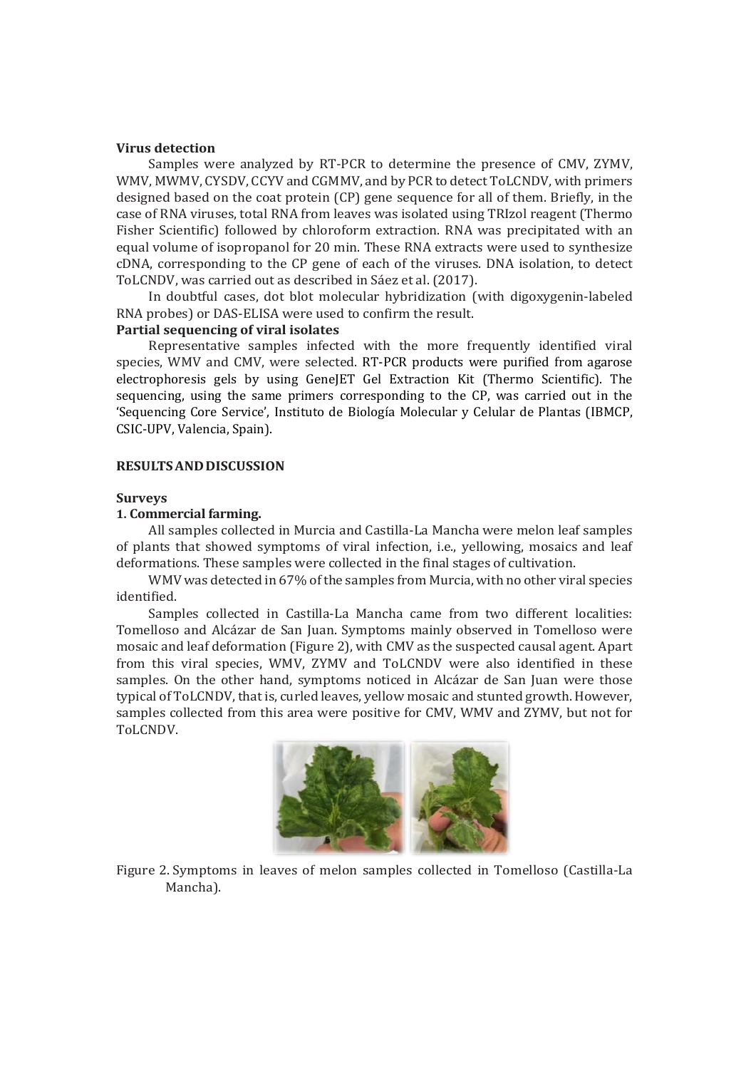**Virus detection**

Samples were analyzed by RT-PCR to determine the presence of CMV, ZYMV, WMV, MWMV, CYSDV, CCYV and CGMMV, and by PCR to detect ToLCNDV, with primers designed based on the coat protein (CP) gene sequence for all of them. Briefly, in the case of RNA viruses, total RNA from leaves was isolated using TRIzol reagent (Thermo Fisher Scientific) followed by chloroform extraction. RNA was precipitated with an equal volume of isopropanol for 20 min. These RNA extracts were used to synthesize cDNA, corresponding to the CP gene of each of the viruses. DNA isolation, to detect ToLCNDV, was carried out as described in Sáez et al. (2017).

In doubtful cases, dot blot molecular hybridization (with digoxygenin-labeled RNA probes) or DAS-ELISA were used to confirm the result.

**Partial sequencing of viral isolates**

Representative samples infected with the more frequently identified viral species, WMV and CMV, were selected. RT-PCR products were purified from agarose electrophoresis gels by using GeneJET Gel Extraction Kit (Thermo Scientific). The sequencing, using the same primers corresponding to the CP, was carried out in the 'Sequencing Core Service', Instituto de Biología Molecular y Celular de Plantas (IBMCP, CSIC-UPV, Valencia, Spain).

## RESULTS AND DISCUSSION

**Surveys**

**1. Commercial farming.**

All samples collected in Murcia and Castilla-La Mancha were melon leaf samples of plants that showed symptoms of viral infection, i.e., yellowing, mosaics and leaf deformations. These samples were collected in the final stages of cultivation.

WMV was detected in 67% of the samples from Murcia, with no other viral species identified.

Samples collected in Castilla-La Mancha came from two different localities: Tomelloso and Alcázar de San Juan. Symptoms mainly observed in Tomelloso were mosaic and leaf deformation (Figure 2), with CMV as the suspected causal agent. Apart from this viral species, WMV, ZYMV and ToLCNDV were also identified in these samples. On the other hand, symptoms noticed in Alcázar de San Juan were those typical of ToLCNDV, that is, curled leaves, yellow mosaic and stunted growth. However, samples collected from this area were positive for CMV, WMV and ZYMV, but not for ToLCNDV.

Figure 2. Symptoms in leaves of melon samples collected in Tomelloso (Castilla-La Mancha).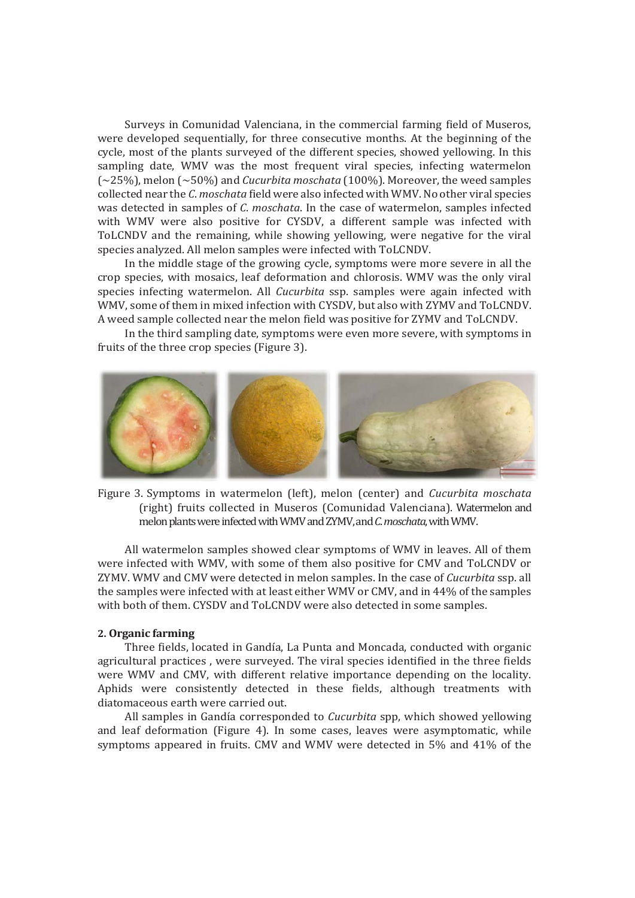Surveys in Comunidad Valenciana, in the commercial farming field of Museros, were developed sequentially, for three consecutive months. At the beginning of the cycle, most of the plants surveyed of the different species, showed yellowing. In this sampling date, WMV was the most frequent viral species, infecting watermelon (~25%), melon (~50%) and *Cucurbita moschata* (100%). Moreover, the weed samples collected near the *C. moschata* field were also infected with WMV. No other viral species was detected in samples of *C. moschata*. In the case of watermelon, samples infected with WMV were also positive for CYSDV, a different sample was infected with ToLCNDV and the remaining, while showing yellowing, were negative for the viral species analyzed. All melon samples were infected with ToLCNDV.

In the middle stage of the growing cycle, symptoms were more severe in all the crop species, with mosaics, leaf deformation and chlorosis. WMV was the only viral species infecting watermelon. All *Cucurbita* ssp. samples were again infected with WMV, some of them in mixed infection with CYSDV, but also with ZYMV and ToLCNDV. A weed sample collected near the melon field was positive for ZYMV and ToLCNDV.

In the third sampling date, symptoms were even more severe, with symptoms in fruits of the three crop species (Figure 3).

Figure 3. Symptoms in watermelon (left), melon (center) and *Cucurbita moschata* (right) fruits collected in Museros (Comunidad Valenciana). Watermelon and melon plants were infected with WMV and ZYMV, and *C. moschata*, with WMV.

All watermelon samples showed clear symptoms of WMV in leaves. All of them were infected with WMV, with some of them also positive for CMV and ToLCNDV or ZYMV. WMV and CMV were detected in melon samples. In the case of *Cucurbita* ssp. all the samples were infected with at least either WMV or CMV, and in 44% of the samples with both of them. CYSDV and ToLCNDV were also detected in some samples.

**2. Organic farming**

Three fields, located in Gandía, La Punta and Moncada, conducted with organic agricultural practices , were surveyed. The viral species identified in the three fields were WMV and CMV, with different relative importance depending on the locality. Aphids were consistently detected in these fields, although treatments with diatomaceous earth were carried out.

All samples in Gandía corresponded to *Cucurbita* spp, which showed yellowing and leaf deformation (Figure 4). In some cases, leaves were asymptomatic, while symptoms appeared in fruits. CMV and WMV were detected in 5% and 41% of the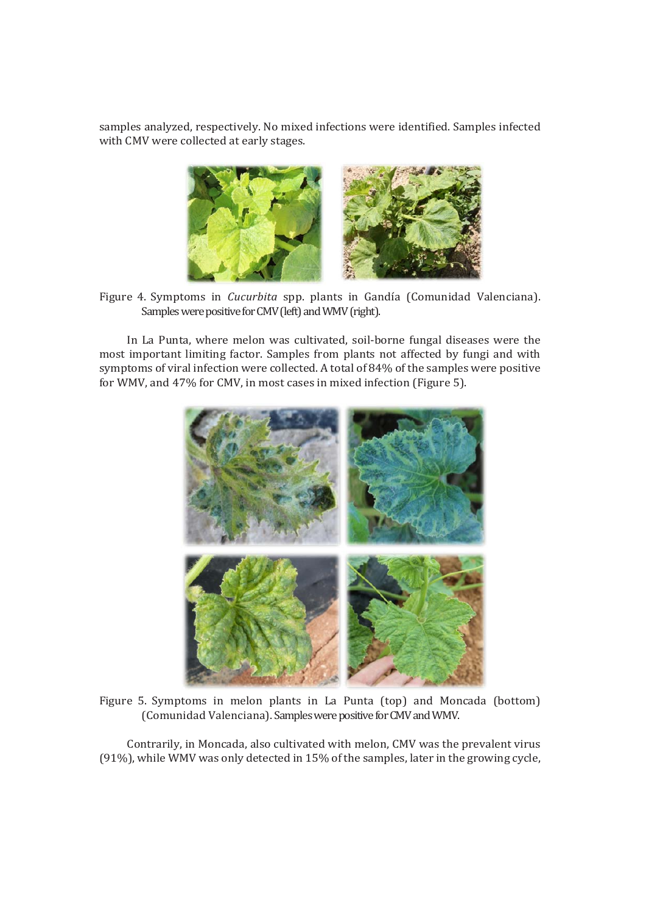samples analyzed, respectively. No mixed infections were identified. Samples infected with CMV were collected at early stages.

Figure 4. Symptoms in *Cucurbita* spp. plants in Gandía (Comunidad Valenciana). Samples were positive for CMV (left) and WMV (right).

In La Punta, where melon was cultivated, soil-borne fungal diseases were the most important limiting factor. Samples from plants not affected by fungi and with symptoms of viral infection were collected. A total of 84% of the samples were positive for WMV, and 47% for CMV, in most cases in mixed infection (Figure 5).

Figure 5. Symptoms in melon plants in La Punta (top) and Moncada (bottom) (Comunidad Valenciana). Samples were positive for CMV and WMV.

Contrarily, in Moncada, also cultivated with melon, CMV was the prevalent virus (91%), while WMV was only detected in 15% of the samples, later in the growing cycle,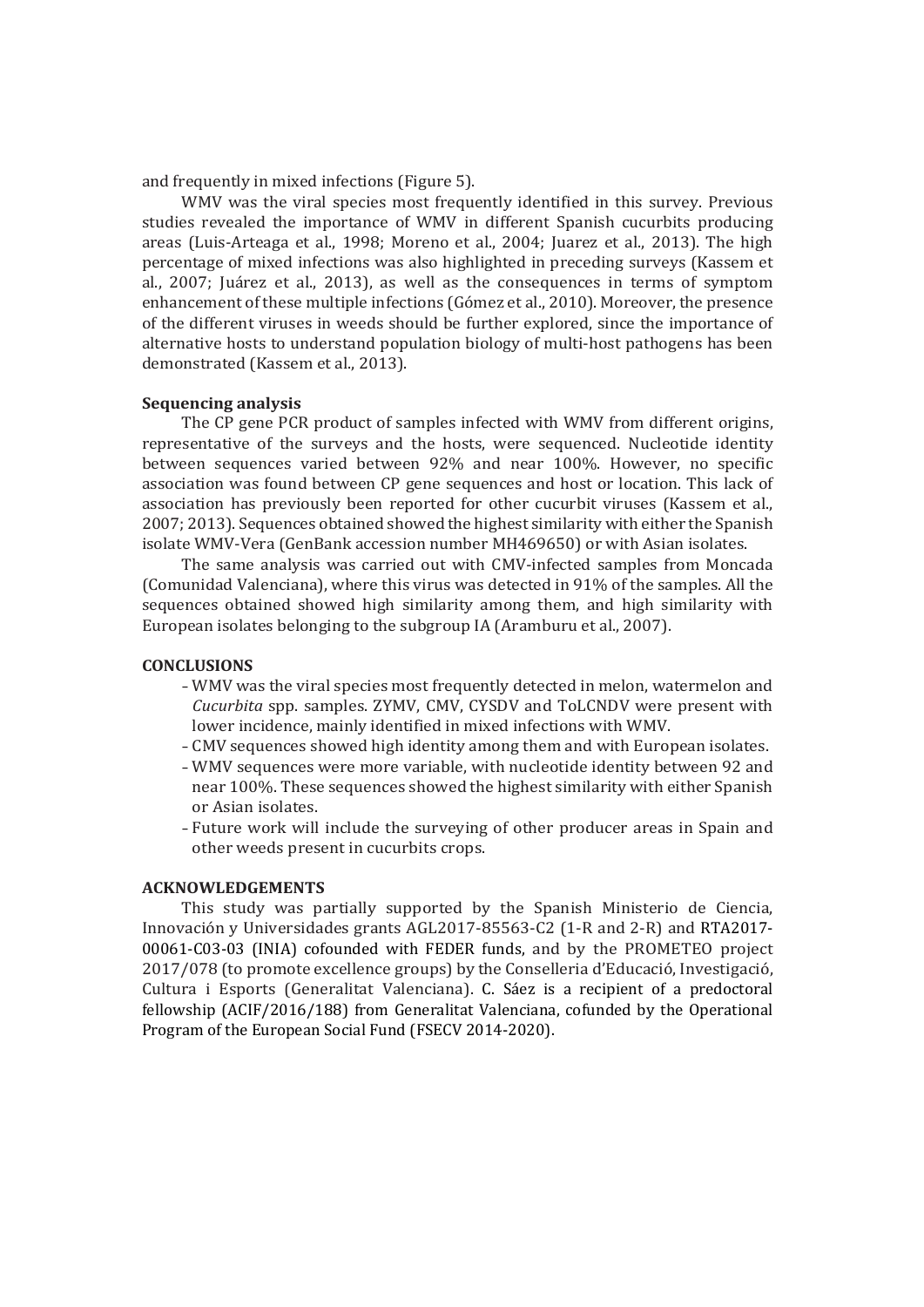and frequently in mixed infections (Figure 5).

WMV was the viral species most frequently identified in this survey. Previous studies revealed the importance of WMV in different Spanish cucurbits producing areas (Luis-Arteaga et al., 1998; Moreno et al., 2004; Juarez et al., 2013). The high percentage of mixed infections was also highlighted in preceding surveys (Kassem et al., 2007; Juárez et al., 2013), as well as the consequences in terms of symptom enhancement of these multiple infections (Gómez et al., 2010). Moreover, the presence of the different viruses in weeds should be further explored, since the importance of alternative hosts to understand population biology of multi-host pathogens has been demonstrated (Kassem et al., 2013).

**Sequencing analysis**

The CP gene PCR product of samples infected with WMV from different origins, representative of the surveys and the hosts, were sequenced. Nucleotide identity between sequences varied between 92% and near 100%. However, no specific association was found between CP gene sequences and host or location. This lack of association has previously been reported for other cucurbit viruses (Kassem et al., 2007; 2013). Sequences obtained showed the highest similarity with either the Spanish isolate WMV-Vera (GenBank accession number MH469650) or with Asian isolates.

The same analysis was carried out with CMV-infected samples from Moncada (Comunidad Valenciana), where this virus was detected in 91% of the samples. All the sequences obtained showed high similarity among them, and high similarity with European isolates belonging to the subgroup IA (Aramburu et al., 2007).

**CONCLUSIONS**

- WMV was the viral species most frequently detected in melon, watermelon and *Cucurbita* spp. samples. ZYMV, CMV, CYSDV and ToLCNDV were present with lower incidence, mainly identified in mixed infections with WMV.
- CMV sequences showed high identity among them and with European isolates.
- WMV sequences were more variable, with nucleotide identity between 92 and near 100%. These sequences showed the highest similarity with either Spanish or Asian isolates.
- Future work will include the surveying of other producer areas in Spain and other weeds present in cucurbits crops.

**ACKNOWLEDGEMENTS**

This study was partially supported by the Spanish Ministerio de Ciencia, Innovación y Universidades grants AGL2017-85563-C2 (1-R and 2-R) and RTA2017-00061-C03-03 (INIA) cofounded with FEDER funds, and by the PROMETEO project 2017/078 (to promote excellence groups) by the Conselleria d'Educació, Investigació, Cultura i Esports (Generalitat Valenciana). C. Sáez is a recipient of a predoctoral fellowship (ACIF/2016/188) from Generalitat Valenciana, cofunded by the Operational Program of the European Social Fund (FSECV 2014-2020).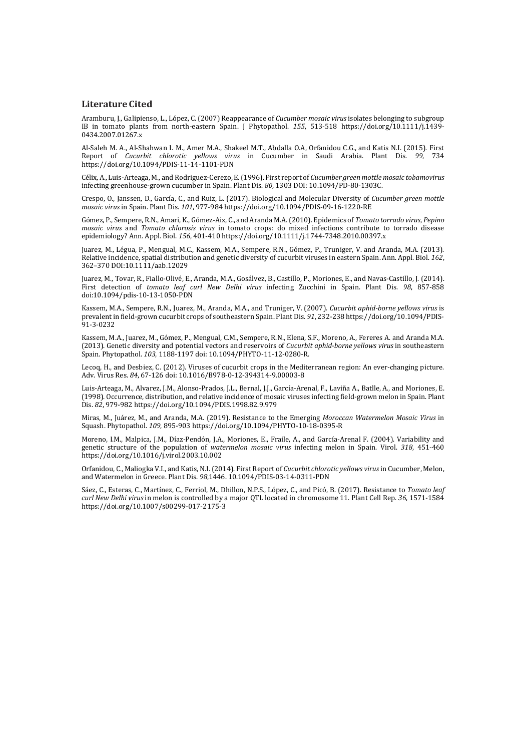## Literature Cited

Aramburu, J., Galipienso, L., López, C. (2007) Reappearance of *Cucumber mosaic virus* isolates belonging to subgroup IB in tomato plants from north-eastern Spain. J Phytopathol. *155*, 513-518 https://doi.org/10.1111/j.1439-0434.2007.01267.x

Al-Saleh M. A., Al-Shahwan I. M., Amer M.A., Shakeel M.T., Abdalla O.A, Orfanidou C.G., and Katis N.I. (2015). First Report of *Cucurbit chlorotic yellows virus* in Cucumber in Saudi Arabia. Plant Dis. *99*, 734 https://doi.org/10.1094/PDIS-11-14-1101-PDN

Célix, A., Luis-Arteaga, M., and Rodriguez-Cerezo, E. (1996). First report of *Cucumber green mottle mosaic tobamovirus* infecting greenhouse-grown cucumber in Spain. Plant Dis. *80*, 1303 DOI: 10.1094/PD-80-1303C.

Crespo, O., Janssen, D., García, C., and Ruiz, L. (2017). Biological and Molecular Diversity of *Cucumber green mottle mosaic virus* in Spain. Plant Dis. *101*, 977-984 https://doi.org/10.1094/PDIS-09-16-1220-RE

Gómez, P., Sempere, R.N., Amari, K., Gómez-Aix, C., and Aranda M.A. (2010). Epidemics of *Tomato torrado virus*, *Pepino mosaic virus* and *Tomato chlorosis virus* in tomato crops: do mixed infections contribute to torrado disease epidemiology? Ann. Appl. Biol. *156*, 401-410 https://doi.org/10.1111/j.1744-7348.2010.00397.x

Juarez, M., Légua, P., Mengual, M.C., Kassem, M.A., Sempere, R.N., Gómez, P., Truniger, V. and Aranda, M.A. (2013). Relative incidence, spatial distribution and genetic diversity of cucurbit viruses in eastern Spain. Ann. Appl. Biol. *162*, 362–370 DOI:10.1111/aab.12029

Juarez, M., Tovar, R., Fiallo-Olivé, E., Aranda, M.A., Gosálvez, B., Castillo, P., Moriones, E., and Navas-Castillo, J. (2014). First detection of *tomato leaf curl New Delhi virus* infecting Zucchini in Spain. Plant Dis. *98*, 857-858 doi:10.1094/pdis-10-13-1050-PDN

Kassem, M.A., Sempere, R.N., Juarez, M., Aranda, M.A., and Truniger, V. (2007). *Cucurbit aphid-borne yellows virus* is prevalent in field-grown cucurbit crops of southeastern Spain. Plant Dis. *91*, 232-238 https://doi.org/10.1094/PDIS-91-3-0232

Kassem, M.A., Juarez, M., Gómez, P., Mengual, C.M., Sempere, R.N., Elena, S.F., Moreno, A., Fereres A. and Aranda M.A. (2013). Genetic diversity and potential vectors and reservoirs of *Cucurbit aphid-borne yellows virus* in southeastern Spain. Phytopathol. *103*, 1188-1197 doi: 10.1094/PHYTO-11-12-0280-R.

Lecoq, H., and Desbiez, C. (2012). Viruses of cucurbit crops in the Mediterranean region: An ever-changing picture. Adv. Virus Res. *84*, 67-126 doi: 10.1016/B978-0-12-394314-9.00003-8

Luis-Arteaga, M., Alvarez, J.M., Alonso-Prados, J.L., Bernal, J.J., García-Arenal, F., Laviña A., Batlle, A., and Moriones, E. (1998). Occurrence, distribution, and relative incidence of mosaic viruses infecting field-grown melon in Spain. Plant Dis. *82*, 979-982 https://doi.org/10.1094/PDIS.1998.82.9.979

Miras, M., Juárez, M., and Aranda, M.A. (2019). Resistance to the Emerging *Moroccan Watermelon Mosaic Virus* in Squash. Phytopathol. *109*, 895-903 https://doi.org/10.1094/PHYTO-10-18-0395-R

Moreno, I.M., Malpica, J.M., Díaz-Pendón, J.A., Moriones, E., Fraile, A., and García-Arenal F. (2004). Variability and genetic structure of the population of *watermelon mosaic virus* infecting melon in Spain. Virol. *318*, 451-460 https://doi.org/10.1016/j.virol.2003.10.002

Orfanidou, C., Maliogka V.I., and Katis, N.I. (2014). First Report of *Cucurbit chlorotic yellows virus* in Cucumber, Melon, and Watermelon in Greece. Plant Dis. *98*,1446. 10.1094/PDIS-03-14-0311-PDN

Sáez, C., Esteras, C., Martínez, C., Ferriol, M., Dhillon, N.P.S., López, C., and Picó, B. (2017). Resistance to *Tomato leaf curl New Delhi virus* in melon is controlled by a major QTL located in chromosome 11. Plant Cell Rep. *36*, 1571-1584 https://doi.org/10.1007/s00299-017-2175-3